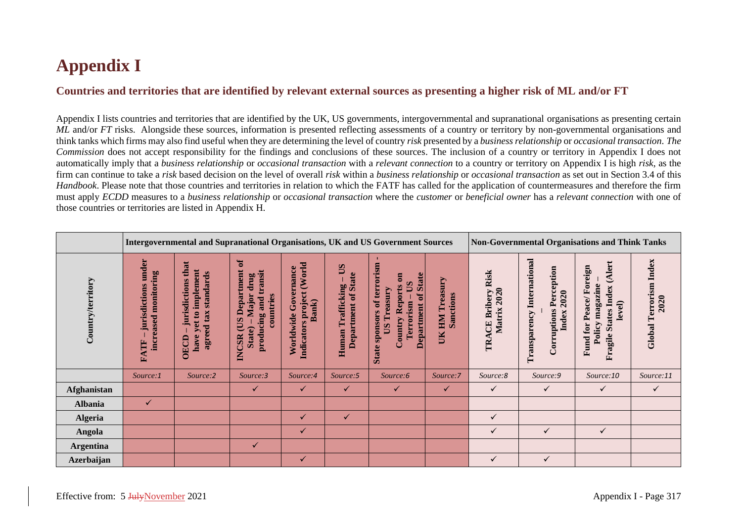# Appendix I

## Countries and territories that are identified by relevant external sources as presenting a higher risk of ML and/or FT

Appendix I lists countries and territories that are identified by the UK, US governments, intergovernmental and supranational organisations as presenting certain *ML* and/or *FT* risks. Alongside these sources, information is presented reflecting assessments of a country or territory by non-governmental organisations and think tanks which firms may also find useful when they are determining the level of country *risk* presented by a *business relationship* or *occasional transaction*. *The Commission* does not accept responsibility for the findings and conclusions of these sources. The inclusion of a country or territory in Appendix I does not automatically imply that a *business relationship* or *occasional transaction* with a *relevant connection* to a country or territory on Appendix I is high *risk*, as the firm can continue to take a *risk* based decision on the level of overall *risk* within a *business relationship* or *occasional transaction* as set out in Section 3.4 of this *Handbook*. Please note that those countries and territories in relation to which the FATF has called for the application of countermeasures and therefore the firm must apply *ECDD* measures to a *business relationship* or *occasional transaction* where the *customer* or *beneficial owner* has a *relevant connection* with one of those countries or territories are listed in Appendix H.

| | Intergovernmental and Supranational Organisations, UK and US Government Sources | | | | | | | Non-Governmental Organisations and Think Tanks | | | |
|---|---|---|---|---|---|---|---|---|---|---|---|
| Country/territory | FATF – jurisdictions under increased monitoring | OECD – jurisdictions that have yet to implement agreed tax standards | INCSR (US Department of State) – Major drug producing and transit countries | Worldwide Governance Indicators project (World Bank) | Human Trafficking – US Department of State | State sponsors of terrorism - US Treasury Country Reports on Terrorism – US Department of State | UK HM Treasury Sanctions | TRACE Bribery Risk Matrix 2020 | Transparency International – Corruptions Perception Index 2020 | Fund for Peace/ Foreign Policy magazine – Fragile States Index (Alert level) | Global Terrorism Index 2020 |
| | *Source:1* | *Source:2* | *Source:3* | *Source:4* | *Source:5* | *Source:6* | *Source:7* | *Source:8* | *Source:9* | *Source:10* | *Source:11* |
| **Afghanistan** | | | ✓ | ✓ | ✓ | ✓ | ✓ | ✓ | ✓ | ✓ | ✓ |
| **Albania** | ✓ | | | | | | | | | | |
| **Algeria** | | | | ✓ | ✓ | | | ✓ | | | |
| **Angola** | | | | ✓ | | | | ✓ | ✓ | ✓ | |
| **Argentina** | | | ✓ | | | | | | | | |
| **Azerbaijan** | | | | ✓ | | | | ✓ | ✓ | | |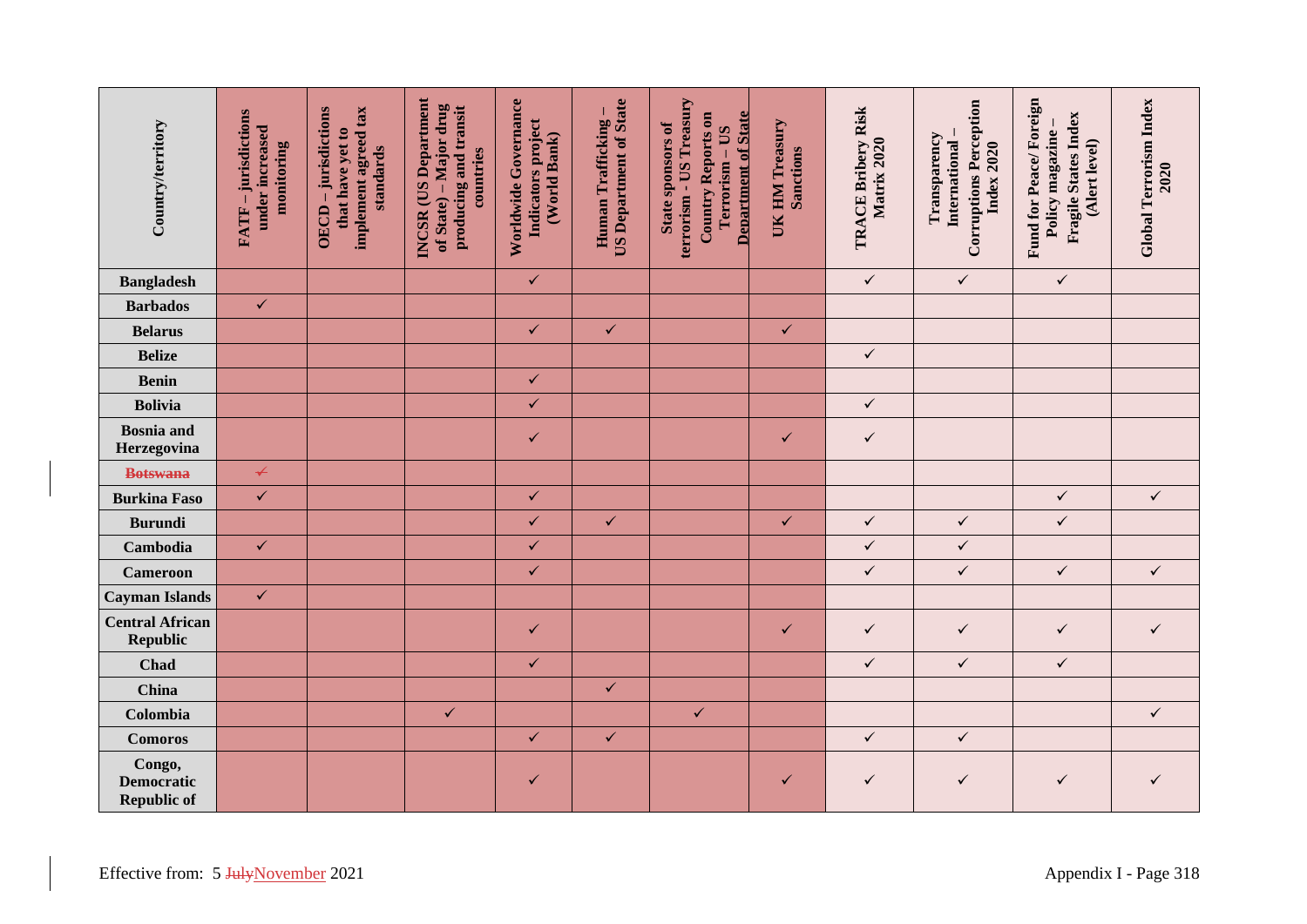| Country/territory | FATF – jurisdictions under increased monitoring | OECD – jurisdictions that have yet to implement agreed tax standards | INCSR (US Department of State) – Major drug producing and transit countries | Worldwide Governance Indicators project (World Bank) | Human Trafficking – US Department of State | State sponsors of terrorism - US Treasury Country Reports on Terrorism – US Department of State | UK HM Treasury Sanctions | TRACE Bribery Risk Matrix 2020 | Transparency International – Corruptions Perception Index 2020 | Fund for Peace/ Foreign Policy magazine – Fragile States Index (Alert level) | Global Terrorism Index 2020 |
|---|---|---|---|---|---|---|---|---|---|---|---|
| **Bangladesh** | | | | ✓ | | | | ✓ | ✓ | ✓ | |
| **Barbados** | ✓ | | | | | | | | | | |
| **Belarus** | | | | ✓ | ✓ | | ✓ | | | | |
| **Belize** | | | | | | | | ✓ | | | |
| **Benin** | | | | ✓ | | | | | | | |
| **Bolivia** | | | | ✓ | | | | ✓ | | | |
| **Bosnia and Herzegovina** | | | | ✓ | | | ✓ | ✓ | | | |
| ~~**Botswana**~~ | ~~✓~~ | | | | | | | | | | |
| **Burkina Faso** | ✓ | | | ✓ | | | | | | ✓ | ✓ |
| **Burundi** | | | | ✓ | ✓ | | ✓ | ✓ | ✓ | ✓ | |
| **Cambodia** | ✓ | | | ✓ | | | | ✓ | ✓ | | |
| **Cameroon** | | | | ✓ | | | | ✓ | ✓ | ✓ | ✓ |
| **Cayman Islands** | ✓ | | | | | | | | | | |
| **Central African Republic** | | | | ✓ | | | ✓ | ✓ | ✓ | ✓ | ✓ |
| **Chad** | | | | ✓ | | | | ✓ | ✓ | ✓ | |
| **China** | | | | | ✓ | | | | | | |
| **Colombia** | | | ✓ | | | ✓ | | | | | ✓ |
| **Comoros** | | | | ✓ | ✓ | | | ✓ | ✓ | | |
| **Congo, Democratic Republic of** | | | | ✓ | | | ✓ | ✓ | ✓ | ✓ | ✓ |

Effective from: 5 ~~July~~November 2021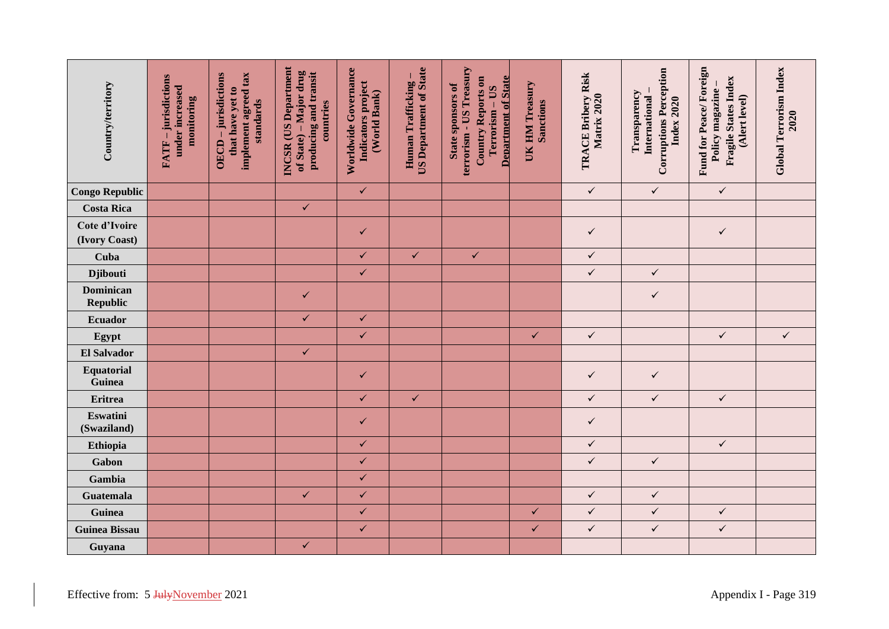| Country/territory | FATF – jurisdictions under increased monitoring | OECD – jurisdictions that have yet to implement agreed tax standards | INCSR (US Department of State) – Major drug producing and transit countries | Worldwide Governance Indicators project (World Bank) | Human Trafficking – US Department of State | State sponsors of terrorism - US Treasury Country Reports on Terrorism – US Department of State | UK HM Treasury Sanctions | TRACE Bribery Risk Matrix 2020 | Transparency International – Corruptions Perception Index 2020 | Fund for Peace/ Foreign Policy magazine – Fragile States Index (Alert level) | Global Terrorism Index 2020 |
|---|---|---|---|---|---|---|---|---|---|---|---|
| **Congo Republic** | | | | ✓ | | | | ✓ | ✓ | ✓ | |
| **Costa Rica** | | | ✓ | | | | | | | | |
| **Cote d'Ivoire (Ivory Coast)** | | | | ✓ | | | | ✓ | | ✓ | |
| **Cuba** | | | | ✓ | ✓ | ✓ | | ✓ | | | |
| **Djibouti** | | | | ✓ | | | | ✓ | ✓ | | |
| **Dominican Republic** | | | ✓ | | | | | | ✓ | | |
| **Ecuador** | | | ✓ | ✓ | | | | | | | |
| **Egypt** | | | | ✓ | | | ✓ | ✓ | | ✓ | ✓ |
| **El Salvador** | | | ✓ | | | | | | | | |
| **Equatorial Guinea** | | | | ✓ | | | | ✓ | ✓ | | |
| **Eritrea** | | | | ✓ | ✓ | | | ✓ | ✓ | ✓ | |
| **Eswatini (Swaziland)** | | | | ✓ | | | | ✓ | | | |
| **Ethiopia** | | | | ✓ | | | | ✓ | | ✓ | |
| **Gabon** | | | | ✓ | | | | ✓ | ✓ | | |
| **Gambia** | | | | ✓ | | | | | | | |
| **Guatemala** | | | ✓ | ✓ | | | | ✓ | ✓ | | |
| **Guinea** | | | | ✓ | | | ✓ | ✓ | ✓ | ✓ | |
| **Guinea Bissau** | | | | ✓ | | | ✓ | ✓ | ✓ | ✓ | |
| **Guyana** | | | ✓ | | | | | | | | |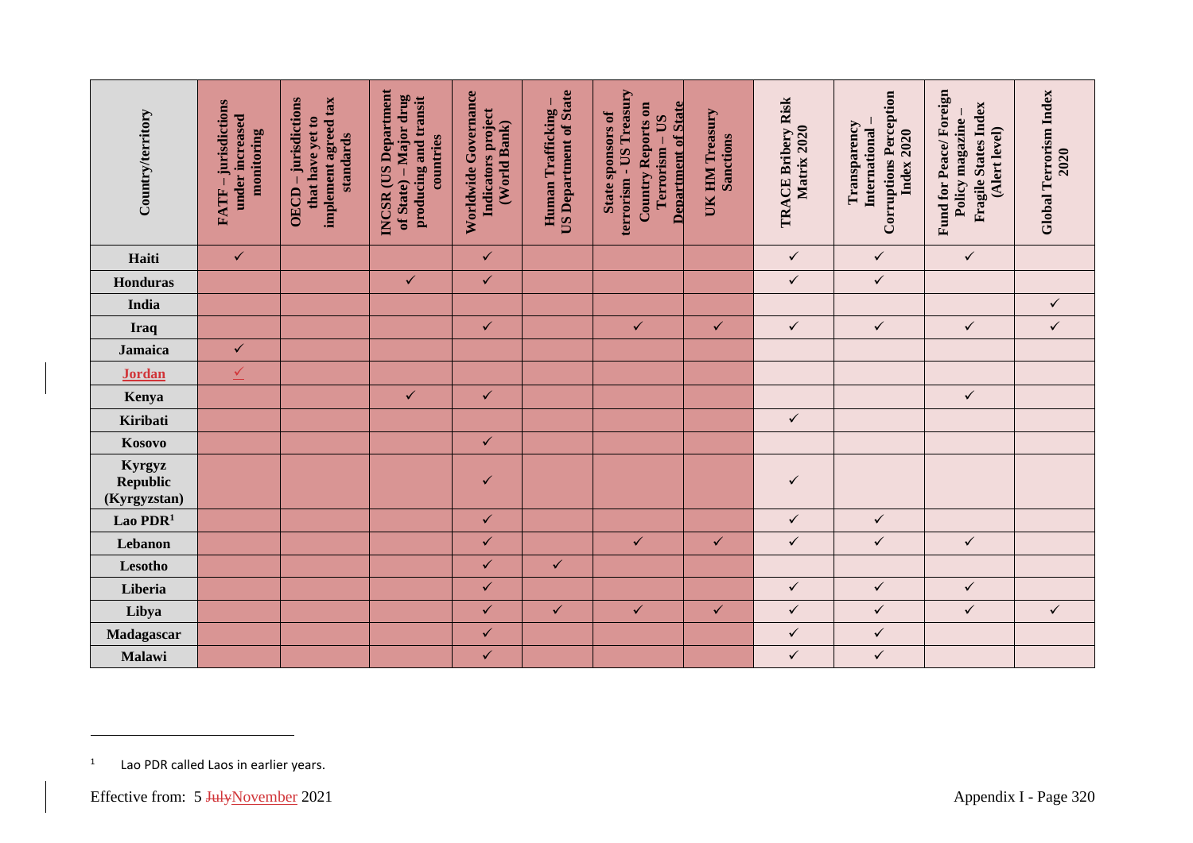| Country/territory | FATF – jurisdictions under increased monitoring | OECD – jurisdictions that have yet to implement agreed tax standards | INCSR (US Department of State) – Major drug producing and transit countries | Worldwide Governance Indicators project (World Bank) | Human Trafficking – US Department of State | State sponsors of terrorism - US Treasury Country Reports on Terrorism – US Department of State | UK HM Treasury Sanctions | TRACE Bribery Risk Matrix 2020 | Transparency International – Corruptions Perception Index 2020 | Fund for Peace/ Foreign Policy magazine – Fragile States Index (Alert level) | Global Terrorism Index 2020 |
|---|---|---|---|---|---|---|---|---|---|---|---|
| **Haiti** | ✓ | | | ✓ | | | | ✓ | ✓ | ✓ | |
| **Honduras** | | | ✓ | ✓ | | | | ✓ | ✓ | | |
| **India** | | | | | | | | | | | ✓ |
| **Iraq** | | | | ✓ | | ✓ | ✓ | ✓ | ✓ | ✓ | ✓ |
| **Jamaica** | ✓ | | | | | | | | | | |
| **Jordan** | ✓ | | | | | | | | | | |
| **Kenya** | | | ✓ | ✓ | | | | | | ✓ | |
| **Kiribati** | | | | | | | | ✓ | | | |
| **Kosovo** | | | | ✓ | | | | | | | |
| **Kyrgyz Republic (Kyrgyzstan)** | | | | ✓ | | | | ✓ | | | |
| **Lao PDR**[1] | | | | ✓ | | | | ✓ | ✓ | | |
| **Lebanon** | | | | ✓ | | ✓ | ✓ | ✓ | ✓ | ✓ | |
| **Lesotho** | | | | ✓ | ✓ | | | | | | |
| **Liberia** | | | | ✓ | | | | ✓ | ✓ | ✓ | |
| **Libya** | | | | ✓ | ✓ | ✓ | ✓ | ✓ | ✓ | ✓ | ✓ |
| **Madagascar** | | | | ✓ | | | | ✓ | ✓ | | |
| **Malawi** | | | | ✓ | | | | ✓ | ✓ | | |

[1] Lao PDR called Laos in earlier years.

Effective from: 5 ~~July~~November 2021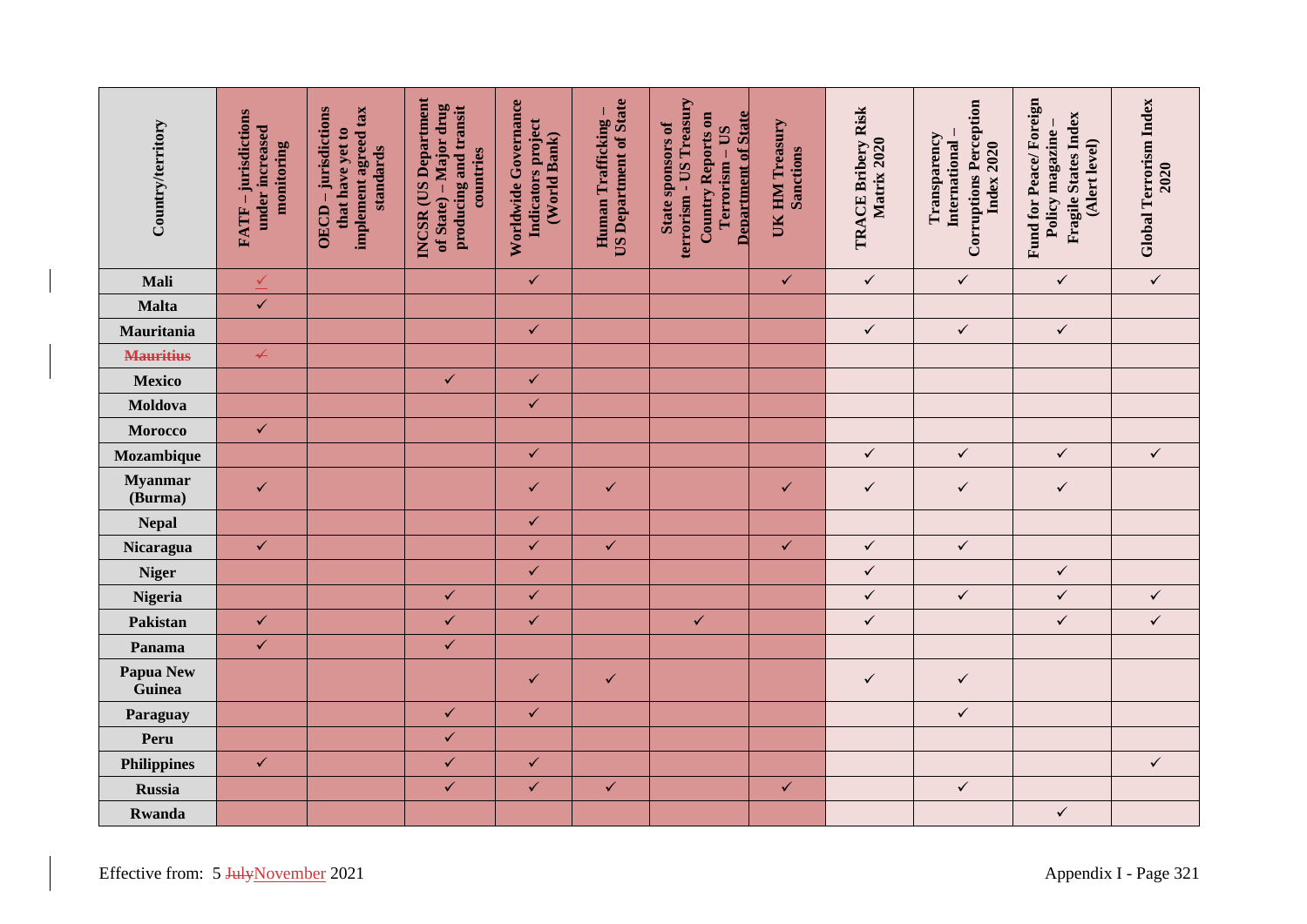| Country/territory | FATF – jurisdictions under increased monitoring | OECD – jurisdictions that have yet to implement agreed tax standards | INCSR (US Department of State) – Major drug producing and transit countries | Worldwide Governance Indicators project (World Bank) | Human Trafficking – US Department of State | State sponsors of terrorism - US Treasury Country Reports on Terrorism – US Department of State | UK HM Treasury Sanctions | TRACE Bribery Risk Matrix 2020 | Transparency International – Corruptions Perception Index 2020 | Fund for Peace/ Foreign Policy magazine – Fragile States Index (Alert level) | Global Terrorism Index 2020 |
|---|---|---|---|---|---|---|---|---|---|---|---|
| **Mali** | ✓ | | | ✓ | | | ✓ | ✓ | ✓ | ✓ | ✓ |
| **Malta** | ✓ | | | | | | | | | | |
| **Mauritania** | | | | ✓ | | | | ✓ | ✓ | ✓ | |
| ~~**Mauritius**~~ | ~~✓~~ | | | | | | | | | | |
| **Mexico** | | | ✓ | ✓ | | | | | | | |
| **Moldova** | | | | ✓ | | | | | | | |
| **Morocco** | ✓ | | | | | | | | | | |
| **Mozambique** | | | | ✓ | | | | ✓ | ✓ | ✓ | ✓ |
| **Myanmar (Burma)** | ✓ | | | ✓ | ✓ | | ✓ | ✓ | ✓ | ✓ | |
| **Nepal** | | | | ✓ | | | | | | | |
| **Nicaragua** | ✓ | | | ✓ | ✓ | | ✓ | ✓ | ✓ | | |
| **Niger** | | | | ✓ | | | | ✓ | | ✓ | |
| **Nigeria** | | | ✓ | ✓ | | | | ✓ | ✓ | ✓ | ✓ |
| **Pakistan** | ✓ | | ✓ | ✓ | | ✓ | | ✓ | | ✓ | ✓ |
| **Panama** | ✓ | | ✓ | | | | | | | | |
| **Papua New Guinea** | | | | ✓ | ✓ | | | ✓ | ✓ | | |
| **Paraguay** | | | ✓ | ✓ | | | | | ✓ | | |
| **Peru** | | | ✓ | | | | | | | | |
| **Philippines** | ✓ | | ✓ | ✓ | | | | | | | ✓ |
| **Russia** | | | ✓ | ✓ | ✓ | | ✓ | | ✓ | | |
| **Rwanda** | | | | | | | | | | ✓ | |

Effective from: 5 ~~July~~November 2021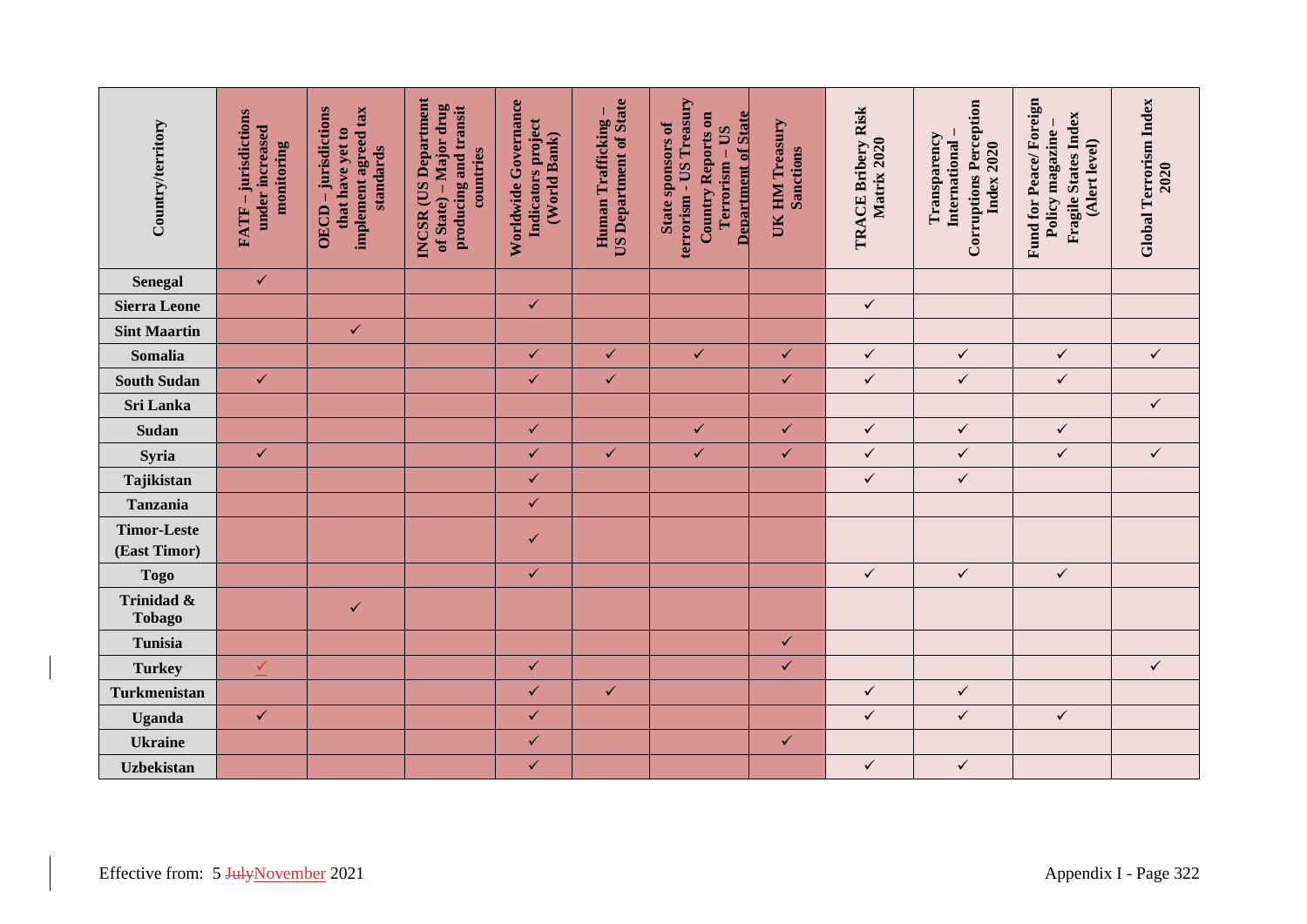| Country/territory | FATF – jurisdictions under increased monitoring | OECD – jurisdictions that have yet to implement agreed tax standards | INCSR (US Department of State) – Major drug producing and transit countries | Worldwide Governance Indicators project (World Bank) | Human Trafficking – US Department of State | State sponsors of terrorism - US Treasury Country Reports on Terrorism – US Department of State | UK HM Treasury Sanctions | TRACE Bribery Risk Matrix 2020 | Transparency International – Corruptions Perception Index 2020 | Fund for Peace/ Foreign Policy magazine – Fragile States Index (Alert level) | Global Terrorism Index 2020 |
|---|---|---|---|---|---|---|---|---|---|---|---|
| **Senegal** | ✓ | | | | | | | | | | |
| **Sierra Leone** | | | | ✓ | | | | ✓ | | | |
| **Sint Maartin** | | ✓ | | | | | | | | | |
| **Somalia** | | | | ✓ | ✓ | ✓ | ✓ | ✓ | ✓ | ✓ | ✓ |
| **South Sudan** | ✓ | | | ✓ | ✓ | | ✓ | ✓ | ✓ | ✓ | |
| **Sri Lanka** | | | | | | | | | | | ✓ |
| **Sudan** | | | | ✓ | | ✓ | ✓ | ✓ | ✓ | ✓ | |
| **Syria** | ✓ | | | ✓ | ✓ | ✓ | ✓ | ✓ | ✓ | ✓ | ✓ |
| **Tajikistan** | | | | ✓ | | | | ✓ | ✓ | | |
| **Tanzania** | | | | ✓ | | | | | | | |
| **Timor-Leste (East Timor)** | | | | ✓ | | | | | | | |
| **Togo** | | | | ✓ | | | | ✓ | ✓ | ✓ | |
| **Trinidad & Tobago** | | ✓ | | | | | | | | | |
| **Tunisia** | | | | | | | ✓ | | | | |
| **Turkey** | ✓ | | | ✓ | | | ✓ | | | | ✓ |
| **Turkmenistan** | | | | ✓ | ✓ | | | ✓ | ✓ | | |
| **Uganda** | ✓ | | | ✓ | | | | ✓ | ✓ | ✓ | |
| **Ukraine** | | | | ✓ | | | ✓ | | | | |
| **Uzbekistan** | | | | ✓ | | | | ✓ | ✓ | | |

Effective from: 5 ~~July~~November 2021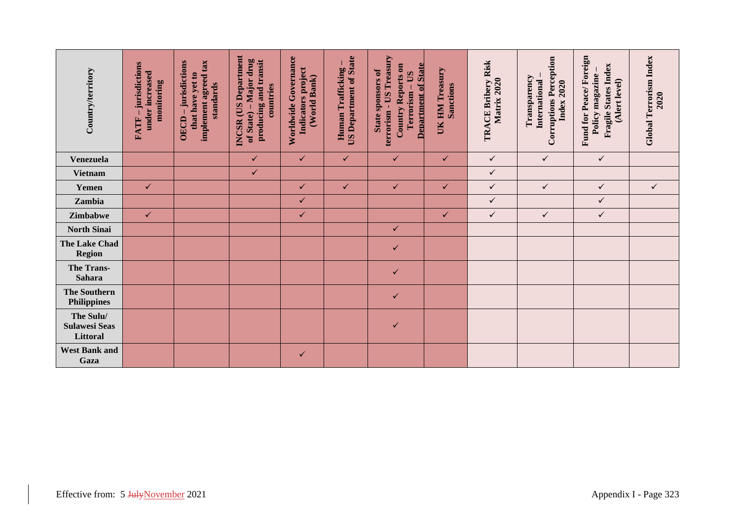| Country/territory | FATF – jurisdictions under increased monitoring | OECD – jurisdictions that have yet to implement agreed tax standards | INCSR (US Department of State) – Major drug producing and transit countries | Worldwide Governance Indicators project (World Bank) | Human Trafficking – US Department of State | State sponsors of terrorism - US Treasury Country Reports on Terrorism – US Department of State | UK HM Treasury Sanctions | TRACE Bribery Risk Matrix 2020 | Transparency International – Corruptions Perception Index 2020 | Fund for Peace/ Foreign Policy magazine – Fragile States Index (Alert level) | Global Terrorism Index 2020 |
|---|---|---|---|---|---|---|---|---|---|---|---|
| **Venezuela** | | | ✓ | ✓ | ✓ | ✓ | ✓ | ✓ | ✓ | ✓ | |
| **Vietnam** | | | ✓ | | | | | ✓ | | | |
| **Yemen** | ✓ | | | ✓ | ✓ | ✓ | ✓ | ✓ | ✓ | ✓ | ✓ |
| **Zambia** | | | | ✓ | | | | ✓ | | ✓ | |
| **Zimbabwe** | ✓ | | | ✓ | | | ✓ | ✓ | ✓ | ✓ | |
| **North Sinai** | | | | | | ✓ | | | | | |
| **The Lake Chad Region** | | | | | | ✓ | | | | | |
| **The Trans-Sahara** | | | | | | ✓ | | | | | |
| **The Southern Philippines** | | | | | | ✓ | | | | | |
| **The Sulu/ Sulawesi Seas Littoral** | | | | | | ✓ | | | | | |
| **West Bank and Gaza** | | | | ✓ | | | | | | | |

Effective from: 5 ~~July~~November 2021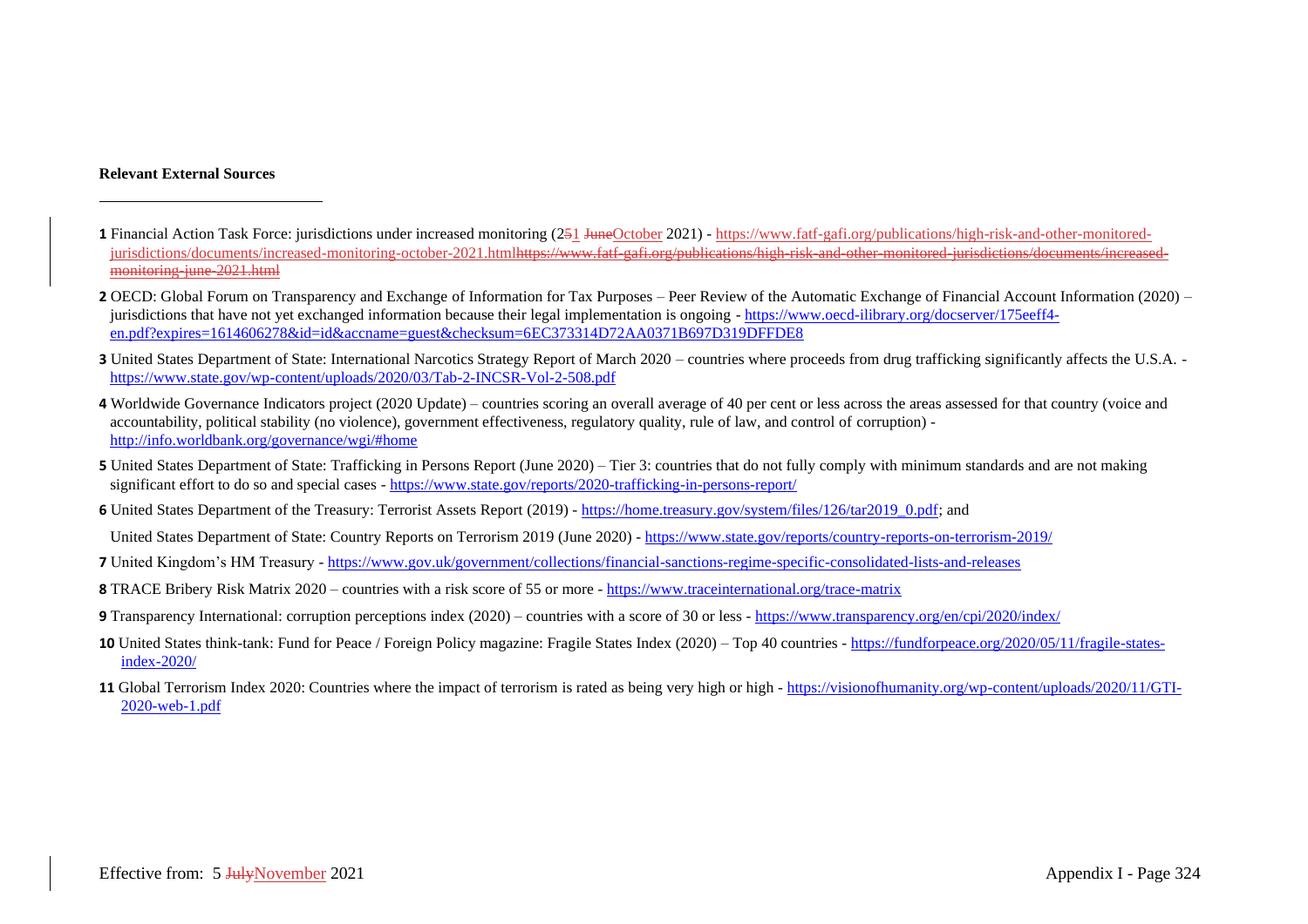**Relevant External Sources**

**1** Financial Action Task Force: jurisdictions under increased monitoring (2~~5~~1 ~~June~~October 2021) - https://www.fatf-gafi.org/publications/high-risk-and-other-monitored-jurisdictions/documents/increased-monitoring-october-2021.html~~https://www.fatf-gafi.org/publications/high-risk-and-other-monitored-jurisdictions/documents/increased-monitoring-june-2021.html~~

**2** OECD: Global Forum on Transparency and Exchange of Information for Tax Purposes – Peer Review of the Automatic Exchange of Financial Account Information (2020) – jurisdictions that have not yet exchanged information because their legal implementation is ongoing - https://www.oecd-ilibrary.org/docserver/175eeff4-en.pdf?expires=1614606278&id=id&accname=guest&checksum=6EC373314D72AA0371B697D319DFFDE8

**3** United States Department of State: International Narcotics Strategy Report of March 2020 – countries where proceeds from drug trafficking significantly affects the U.S.A. - https://www.state.gov/wp-content/uploads/2020/03/Tab-2-INCSR-Vol-2-508.pdf

**4** Worldwide Governance Indicators project (2020 Update) – countries scoring an overall average of 40 per cent or less across the areas assessed for that country (voice and accountability, political stability (no violence), government effectiveness, regulatory quality, rule of law, and control of corruption) - http://info.worldbank.org/governance/wgi/#home

**5** United States Department of State: Trafficking in Persons Report (June 2020) – Tier 3: countries that do not fully comply with minimum standards and are not making significant effort to do so and special cases - https://www.state.gov/reports/2020-trafficking-in-persons-report/

**6** United States Department of the Treasury: Terrorist Assets Report (2019) - https://home.treasury.gov/system/files/126/tar2019_0.pdf; and

United States Department of State: Country Reports on Terrorism 2019 (June 2020) - https://www.state.gov/reports/country-reports-on-terrorism-2019/

**7** United Kingdom's HM Treasury - https://www.gov.uk/government/collections/financial-sanctions-regime-specific-consolidated-lists-and-releases

**8** TRACE Bribery Risk Matrix 2020 – countries with a risk score of 55 or more - https://www.traceinternational.org/trace-matrix

**9** Transparency International: corruption perceptions index (2020) – countries with a score of 30 or less - https://www.transparency.org/en/cpi/2020/index/

**10** United States think-tank: Fund for Peace / Foreign Policy magazine: Fragile States Index (2020) – Top 40 countries - https://fundforpeace.org/2020/05/11/fragile-states-index-2020/

**11** Global Terrorism Index 2020: Countries where the impact of terrorism is rated as being very high or high - https://visionofhumanity.org/wp-content/uploads/2020/11/GTI-2020-web-1.pdf